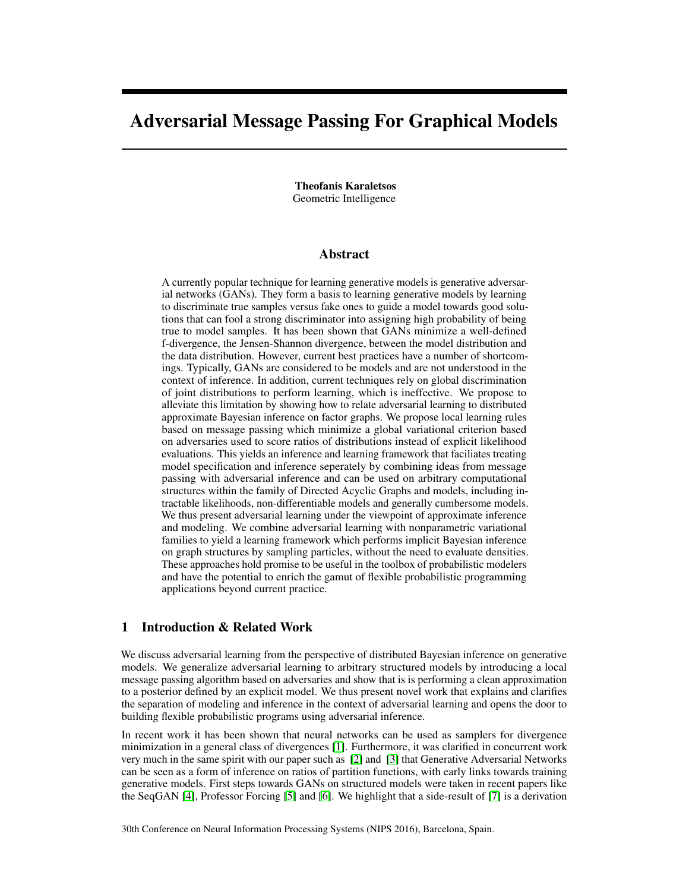# Adversarial Message Passing For Graphical Models

**Theofanis Karaletsos**
Geometric Intelligence

## Abstract

A currently popular technique for learning generative models is generative adversarial networks (GANs). They form a basis to learning generative models by learning to discriminate true samples versus fake ones to guide a model towards good solutions that can fool a strong discriminator into assigning high probability of being true to model samples. It has been shown that GANs minimize a well-defined f-divergence, the Jensen-Shannon divergence, between the model distribution and the data distribution. However, current best practices have a number of shortcomings. Typically, GANs are considered to be models and are not understood in the context of inference. In addition, current techniques rely on global discrimination of joint distributions to perform learning, which is ineffective. We propose to alleviate this limitation by showing how to relate adversarial learning to distributed approximate Bayesian inference on factor graphs. We propose local learning rules based on message passing which minimize a global variational criterion based on adversaries used to score ratios of distributions instead of explicit likelihood evaluations. This yields an inference and learning framework that faciliates treating model specification and inference seperately by combining ideas from message passing with adversarial inference and can be used on arbitrary computational structures within the family of Directed Acyclic Graphs and models, including intractable likelihoods, non-differentiable models and generally cumbersome models. We thus present adversarial learning under the viewpoint of approximate inference and modeling. We combine adversarial learning with nonparametric variational families to yield a learning framework which performs implicit Bayesian inference on graph structures by sampling particles, without the need to evaluate densities. These approaches hold promise to be useful in the toolbox of probabilistic modelers and have the potential to enrich the gamut of flexible probabilistic programming applications beyond current practice.

## 1 Introduction & Related Work

We discuss adversarial learning from the perspective of distributed Bayesian inference on generative models. We generalize adversarial learning to arbitrary structured models by introducing a local message passing algorithm based on adversaries and show that is is performing a clean approximation to a posterior defined by an explicit model. We thus present novel work that explains and clarifies the separation of modeling and inference in the context of adversarial learning and opens the door to building flexible probabilistic programs using adversarial inference.

In recent work it has been shown that neural networks can be used as samplers for divergence minimization in a general class of divergences [1]. Furthermore, it was clarified in concurrent work very much in the same spirit with our paper such as [2] and [3] that Generative Adversarial Networks can be seen as a form of inference on ratios of partition functions, with early links towards training generative models. First steps towards GANs on structured models were taken in recent papers like the SeqGAN [4], Professor Forcing [5] and [6]. We highlight that a side-result of [7] is a derivation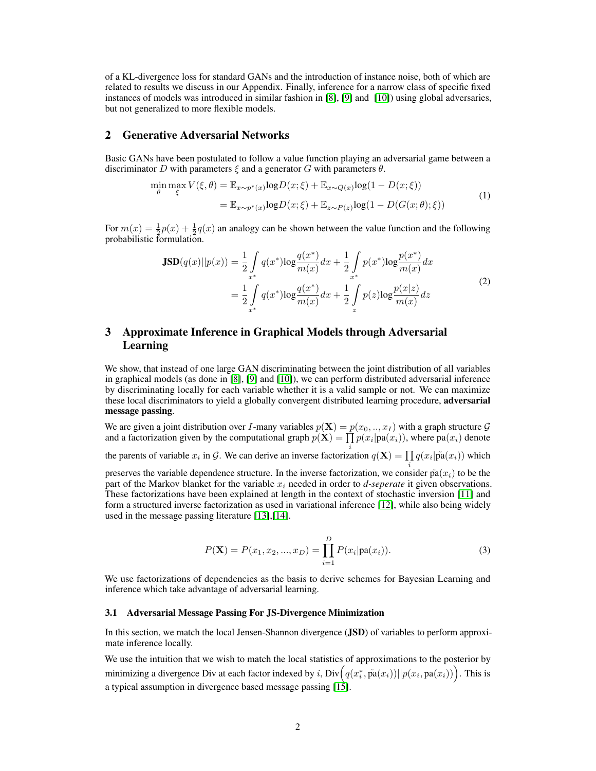of a KL-divergence loss for standard GANs and the introduction of instance noise, both of which are related to results we discuss in our Appendix. Finally, inference for a narrow class of specific fixed instances of models was introduced in similar fashion in [8], [9] and [10]) using global adversaries, but not generalized to more flexible models.

## 2 Generative Adversarial Networks

Basic GANs have been postulated to follow a value function playing an adversarial game between a discriminator $D$ with parameters $\xi$ and a generator $G$ with parameters $\theta$.

$$
\begin{aligned}
\min_{\theta}\max_{\xi} V(\xi,\theta) &= \mathbb{E}_{x\sim p^*(x)}\log D(x;\xi) + \mathbb{E}_{x\sim Q(x)}\log(1 - D(x;\xi)) \\
&= \mathbb{E}_{x\sim p^*(x)}\log D(x;\xi) + \mathbb{E}_{z\sim P(z)}\log(1 - D(G(x;\theta);\xi))
\end{aligned}
\tag{1}
$$

For $m(x) = \frac{1}{2}p(x) + \frac{1}{2}q(x)$ an analogy can be shown between the value function and the following probabilistic formulation.

$$
\begin{aligned}
\mathbf{JSD}(q(x)||p(x)) &= \frac{1}{2}\int_{x^*} q(x^*)\log\frac{q(x^*)}{m(x)}dx + \frac{1}{2}\int_{x^*} p(x^*)\log\frac{p(x^*)}{m(x)}dx \\
&= \frac{1}{2}\int_{x^*} q(x^*)\log\frac{q(x^*)}{m(x)}dx + \frac{1}{2}\int_{z} p(z)\log\frac{p(x|z)}{m(x)}dz
\end{aligned}
\tag{2}
$$

## 3 Approximate Inference in Graphical Models through Adversarial Learning

We show, that instead of one large GAN discriminating between the joint distribution of all variables in graphical models (as done in [8], [9] and [10]), we can perform distributed adversarial inference by discriminating locally for each variable whether it is a valid sample or not. We can maximize these local discriminators to yield a globally convergent distributed learning procedure, **adversarial message passing**.

We are given a joint distribution over $I$-many variables $p(\mathbf{X}) = p(x_0, .., x_I)$ with a graph structure $\mathcal{G}$ and a factorization given by the computational graph $p(\mathbf{X}) = \prod_i p(x_i|\text{pa}(x_i))$, where $\text{pa}(x_i)$ denote the parents of variable $x_i$ in $\mathcal{G}$. We can derive an inverse factorization $q(\mathbf{X}) = \prod_i q(x_i|\tilde{\text{pa}}(x_i))$ which preserves the variable dependence structure. In the inverse factorization, we consider $\tilde{\text{pa}}(x_i)$ to be the part of the Markov blanket for the variable $x_i$ needed in order to *d-seperate* it given observations. These factorizations have been explained at length in the context of stochastic inversion [11] and form a structured inverse factorization as used in variational inference [12], while also being widely used in the message passing literature [13],[14].

$$
P(\mathbf{X}) = P(x_1, x_2, ..., x_D) = \prod_{i=1}^{D} P(x_i|\text{pa}(x_i)).
\tag{3}
$$

We use factorizations of dependencies as the basis to derive schemes for Bayesian Learning and inference which take advantage of adversarial learning.

### 3.1 Adversarial Message Passing For JS-Divergence Minimization

In this section, we match the local Jensen-Shannon divergence (**JSD**) of variables to perform approximate inference locally.

We use the intuition that we wish to match the local statistics of approximations to the posterior by minimizing a divergence Div at each factor indexed by $i$, $\text{Div}\Big(q(x_i^*, \tilde{\text{pa}}(x_i))||p(x_i, \text{pa}(x_i))\Big)$. This is a typical assumption in divergence based message passing [15].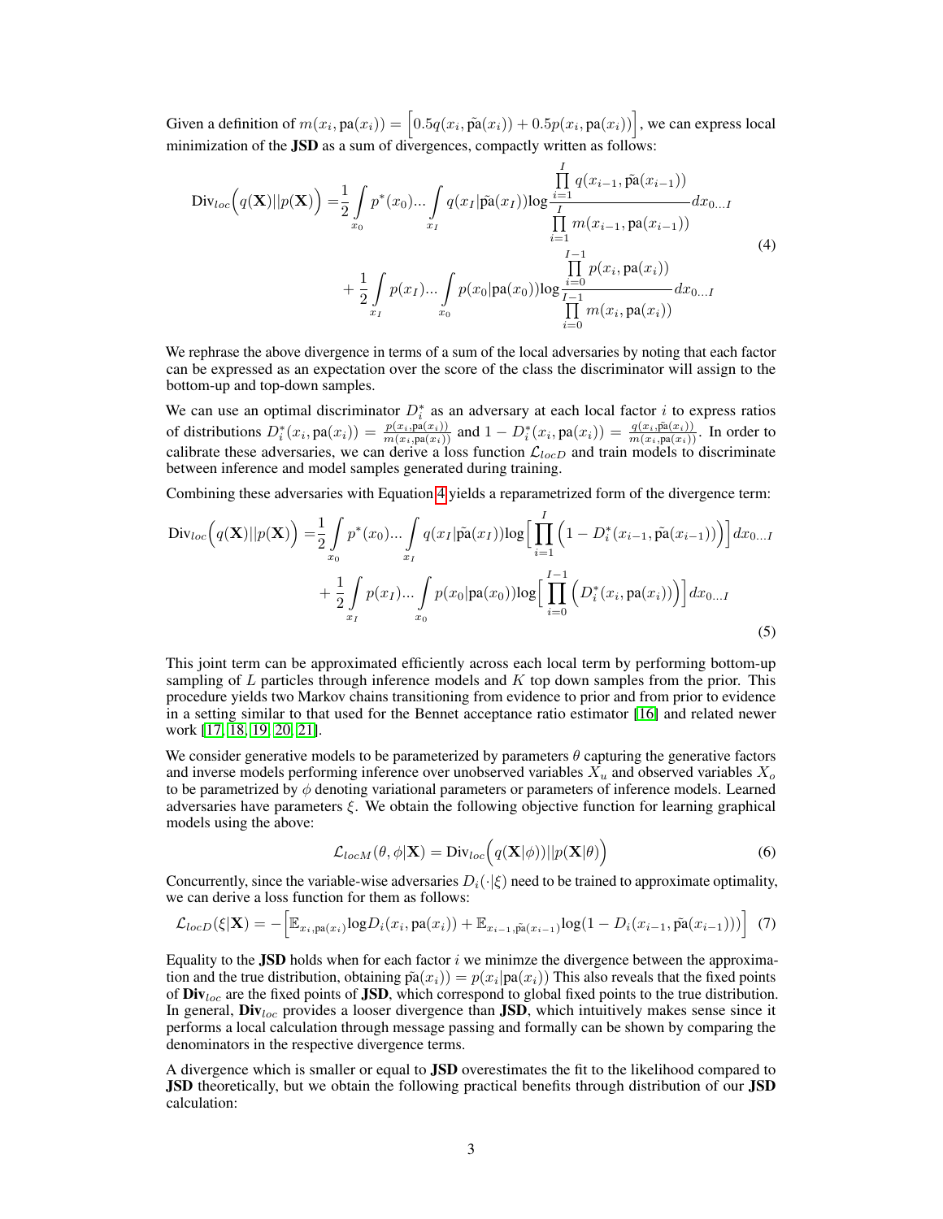Given a definition of $m(x_i, \text{pa}(x_i)) = \Big[0.5q(x_i, \tilde{\text{pa}}(x_i)) + 0.5p(x_i, \text{pa}(x_i))\Big]$, we can express local minimization of the **JSD** as a sum of divergences, compactly written as follows:

$$
\begin{aligned}
\text{Div}_{loc}\Big(q(\mathbf{X})||p(\mathbf{X})\Big) =& \frac{1}{2}\int\limits_{x_0} p^*(x_0)... \int\limits_{x_I} q(x_I|\tilde{\text{pa}}(x_I)) \log \frac{\prod\limits_{i=1}^{I} q(x_{i-1}, \tilde{\text{pa}}(x_{i-1}))}{\prod\limits_{i=1}^{I} m(x_{i-1}, \text{pa}(x_{i-1}))} dx_{0...I} \\
&+ \frac{1}{2}\int\limits_{x_I} p(x_I)... \int\limits_{x_0} p(x_0|\text{pa}(x_0)) \log \frac{\prod\limits_{i=0}^{I-1} p(x_i, \text{pa}(x_i))}{\prod\limits_{i=0}^{I-1} m(x_i, \text{pa}(x_i))} dx_{0...I}
\end{aligned}
\tag{4}
$$

We rephrase the above divergence in terms of a sum of the local adversaries by noting that each factor can be expressed as an expectation over the score of the class the discriminator will assign to the bottom-up and top-down samples.

We can use an optimal discriminator $D_i^*$ as an adversary at each local factor $i$ to express ratios of distributions $D_i^*(x_i, \text{pa}(x_i)) = \frac{p(x_i, \text{pa}(x_i))}{m(x_i, \text{pa}(x_i))}$ and $1 - D_i^*(x_i, \text{pa}(x_i)) = \frac{q(x_i, \tilde{\text{pa}}(x_i))}{m(x_i, \text{pa}(x_i))}$. In order to calibrate these adversaries, we can derive a loss function $\mathcal{L}_{locD}$ and train models to discriminate between inference and model samples generated during training.

Combining these adversaries with Equation 4 yields a reparametrized form of the divergence term:

$$
\begin{aligned}
\text{Div}_{loc}\Big(q(\mathbf{X})||p(\mathbf{X})\Big) =& \frac{1}{2}\int\limits_{x_0} p^*(x_0)... \int\limits_{x_I} q(x_I|\tilde{\text{pa}}(x_I)) \log\Big[\prod_{i=1}^{I}\Big(1 - D_i^*(x_{i-1}, \tilde{\text{pa}}(x_{i-1}))\Big)\Big] dx_{0...I} \\
&+ \frac{1}{2}\int\limits_{x_I} p(x_I)... \int\limits_{x_0} p(x_0|\text{pa}(x_0)) \log\Big[\prod_{i=0}^{I-1}\Big(D_i^*(x_i, \text{pa}(x_i))\Big)\Big] dx_{0...I}
\end{aligned}
\tag{5}
$$

This joint term can be approximated efficiently across each local term by performing bottom-up sampling of $L$ particles through inference models and $K$ top down samples from the prior. This procedure yields two Markov chains transitioning from evidence to prior and from prior to evidence in a setting similar to that used for the Bennet acceptance ratio estimator [16] and related newer work [17, 18, 19, 20, 21].

We consider generative models to be parameterized by parameters $\theta$ capturing the generative factors and inverse models performing inference over unobserved variables $X_u$ and observed variables $X_o$ to be parametrized by $\phi$ denoting variational parameters or parameters of inference models. Learned adversaries have parameters $\xi$. We obtain the following objective function for learning graphical models using the above:

$$
\mathcal{L}_{locM}(\theta, \phi|\mathbf{X}) = \text{Div}_{loc}\Big(q(\mathbf{X}|\phi))||p(\mathbf{X}|\theta)\Big) \tag{6}
$$

Concurrently, since the variable-wise adversaries $D_i(\cdot|\xi)$ need to be trained to approximate optimality, we can derive a loss function for them as follows:

$$
\mathcal{L}_{locD}(\xi|\mathbf{X}) = -\Big[\mathbb{E}_{x_i, \text{pa}(x_i)} \log D_i(x_i, \text{pa}(x_i)) + \mathbb{E}_{x_{i-1}, \tilde{\text{pa}}(x_{i-1})} \log(1 - D_i(x_{i-1}, \tilde{\text{pa}}(x_{i-1})))\Big] \tag{7}
$$

Equality to the **JSD** holds when for each factor $i$ we minimze the divergence between the approximation and the true distribution, obtaining $\tilde{\text{pa}}(x_i)) = p(x_i|\text{pa}(x_i))$ This also reveals that the fixed points of $\textbf{Div}_{loc}$ are the fixed points of **JSD**, which correspond to global fixed points to the true distribution. In general, $\textbf{Div}_{loc}$ provides a looser divergence than **JSD**, which intuitively makes sense since it performs a local calculation through message passing and formally can be shown by comparing the denominators in the respective divergence terms.

A divergence which is smaller or equal to **JSD** overestimates the fit to the likelihood compared to **JSD** theoretically, but we obtain the following practical benefits through distribution of our **JSD** calculation: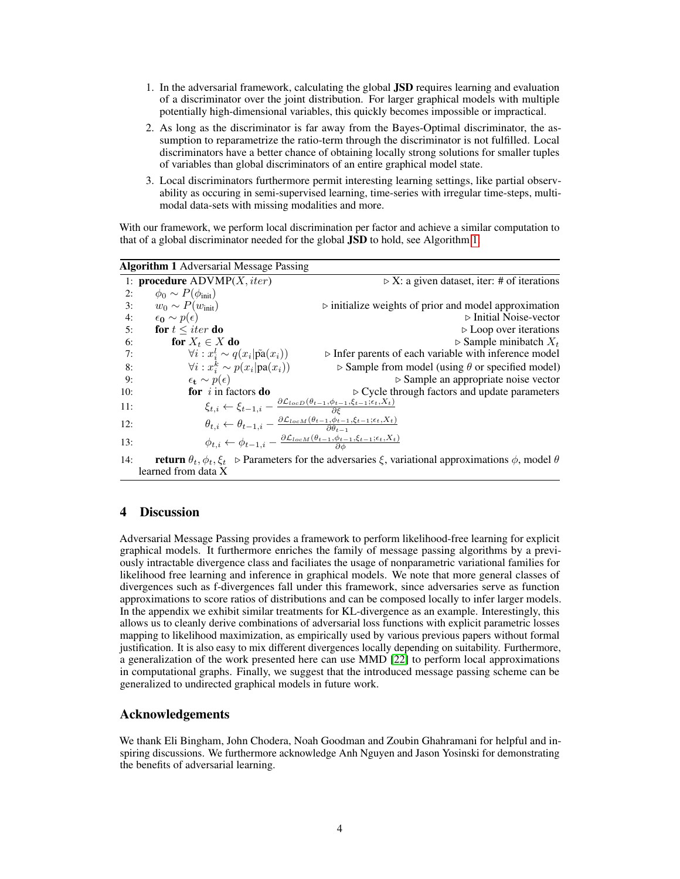1. In the adversarial framework, calculating the global **JSD** requires learning and evaluation of a discriminator over the joint distribution. For larger graphical models with multiple potentially high-dimensional variables, this quickly becomes impossible or impractical.
2. As long as the discriminator is far away from the Bayes-Optimal discriminator, the assumption to reparametrize the ratio-term through the discriminator is not fulfilled. Local discriminators have a better chance of obtaining locally strong solutions for smaller tuples of variables than global discriminators of an entire graphical model state.
3. Local discriminators furthermore permit interesting learning settings, like partial observability as occuring in semi-supervised learning, time-series with irregular time-steps, multimodal data-sets with missing modalities and more.

With our framework, we perform local discrimination per factor and achieve a similar computation to that of a global discriminator needed for the global **JSD** to hold, see Algorithm 1.

**Algorithm 1** Adversarial Message Passing

```
1:  procedure ADVMP(X, iter)                       ▷ X: a given dataset, iter: # of iterations
2:      φ_0 ~ P(φ_init)
3:      w_0 ~ P(w_init)                             ▷ initialize weights of prior and model approximation
4:      ε_0 ~ p(ε)                                  ▷ Initial Noise-vector
5:      for t ≤ iter do                             ▷ Loop over iterations
6:          for X_t ∈ X do                          ▷ Sample minibatch X_t
7:              ∀i : x_i^l ~ q(x_i | p̃a(x_i))      ▷ Infer parents of each variable with inference model
8:              ∀i : x_i^k ~ p(x_i | pa(x_i))       ▷ Sample from model (using θ or specified model)
9:              ε_t ~ p(ε)                          ▷ Sample an appropriate noise vector
10:             for i in factors do                 ▷ Cycle through factors and update parameters
11:                 ξ_{t,i} ← ξ_{t-1,i} − ∂L_locD(θ_{t-1}, φ_{t-1}, ξ_{t-1}; ε_t, X_t) / ∂ξ
12:                 θ_{t,i} ← θ_{t-1,i} − ∂L_locM(θ_{t-1}, φ_{t-1}, ξ_{t-1}; ε_t, X_t) / ∂θ_{t-1}
13:                 φ_{t,i} ← φ_{t-1,i} − ∂L_locM(θ_{t-1}, φ_{t-1}, ξ_{t-1}; ε_t, X_t) / ∂φ
14:     return θ_t, φ_t, ξ_t   ▷ Parameters for the adversaries ξ, variational approximations φ, model θ learned from data X
```

## 4 Discussion

Adversarial Message Passing provides a framework to perform likelihood-free learning for explicit graphical models. It furthermore enriches the family of message passing algorithms by a previously intractable divergence class and faciliates the usage of nonparametric variational families for likelihood free learning and inference in graphical models. We note that more general classes of divergences such as f-divergences fall under this framework, since adversaries serve as function approximations to score ratios of distributions and can be composed locally to infer larger models. In the appendix we exhibit similar treatments for KL-divergence as an example. Interestingly, this allows us to cleanly derive combinations of adversarial loss functions with explicit parametric losses mapping to likelihood maximization, as empirically used by various previous papers without formal justification. It is also easy to mix different divergences locally depending on suitability. Furthermore, a generalization of the work presented here can use MMD [22] to perform local approximations in computational graphs. Finally, we suggest that the introduced message passing scheme can be generalized to undirected graphical models in future work.

## Acknowledgements

We thank Eli Bingham, John Chodera, Noah Goodman and Zoubin Ghahramani for helpful and inspiring discussions. We furthermore acknowledge Anh Nguyen and Jason Yosinski for demonstrating the benefits of adversarial learning.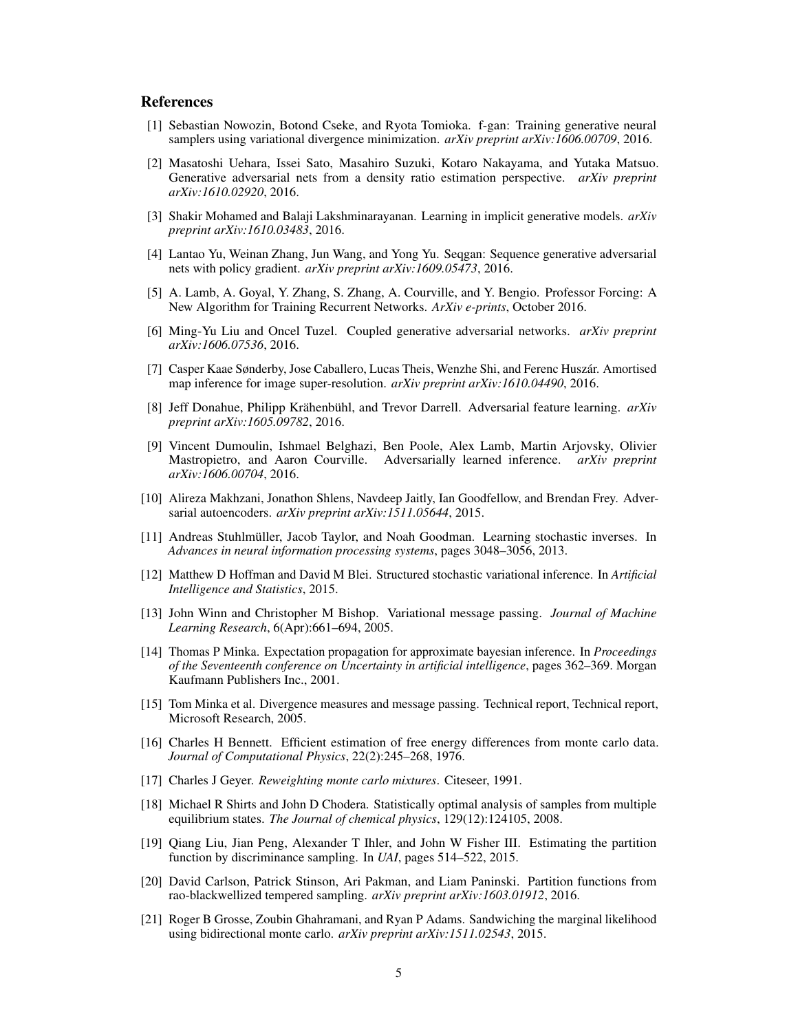## References

[1] Sebastian Nowozin, Botond Cseke, and Ryota Tomioka. f-gan: Training generative neural samplers using variational divergence minimization. *arXiv preprint arXiv:1606.00709*, 2016.

[2] Masatoshi Uehara, Issei Sato, Masahiro Suzuki, Kotaro Nakayama, and Yutaka Matsuo. Generative adversarial nets from a density ratio estimation perspective. *arXiv preprint arXiv:1610.02920*, 2016.

[3] Shakir Mohamed and Balaji Lakshminarayanan. Learning in implicit generative models. *arXiv preprint arXiv:1610.03483*, 2016.

[4] Lantao Yu, Weinan Zhang, Jun Wang, and Yong Yu. Seqgan: Sequence generative adversarial nets with policy gradient. *arXiv preprint arXiv:1609.05473*, 2016.

[5] A. Lamb, A. Goyal, Y. Zhang, S. Zhang, A. Courville, and Y. Bengio. Professor Forcing: A New Algorithm for Training Recurrent Networks. *ArXiv e-prints*, October 2016.

[6] Ming-Yu Liu and Oncel Tuzel. Coupled generative adversarial networks. *arXiv preprint arXiv:1606.07536*, 2016.

[7] Casper Kaae Sønderby, Jose Caballero, Lucas Theis, Wenzhe Shi, and Ferenc Huszár. Amortised map inference for image super-resolution. *arXiv preprint arXiv:1610.04490*, 2016.

[8] Jeff Donahue, Philipp Krähenbühl, and Trevor Darrell. Adversarial feature learning. *arXiv preprint arXiv:1605.09782*, 2016.

[9] Vincent Dumoulin, Ishmael Belghazi, Ben Poole, Alex Lamb, Martin Arjovsky, Olivier Mastropietro, and Aaron Courville. Adversarially learned inference. *arXiv preprint arXiv:1606.00704*, 2016.

[10] Alireza Makhzani, Jonathon Shlens, Navdeep Jaitly, Ian Goodfellow, and Brendan Frey. Adversarial autoencoders. *arXiv preprint arXiv:1511.05644*, 2015.

[11] Andreas Stuhlmüller, Jacob Taylor, and Noah Goodman. Learning stochastic inverses. In *Advances in neural information processing systems*, pages 3048–3056, 2013.

[12] Matthew D Hoffman and David M Blei. Structured stochastic variational inference. In *Artificial Intelligence and Statistics*, 2015.

[13] John Winn and Christopher M Bishop. Variational message passing. *Journal of Machine Learning Research*, 6(Apr):661–694, 2005.

[14] Thomas P Minka. Expectation propagation for approximate bayesian inference. In *Proceedings of the Seventeenth conference on Uncertainty in artificial intelligence*, pages 362–369. Morgan Kaufmann Publishers Inc., 2001.

[15] Tom Minka et al. Divergence measures and message passing. Technical report, Technical report, Microsoft Research, 2005.

[16] Charles H Bennett. Efficient estimation of free energy differences from monte carlo data. *Journal of Computational Physics*, 22(2):245–268, 1976.

[17] Charles J Geyer. *Reweighting monte carlo mixtures*. Citeseer, 1991.

[18] Michael R Shirts and John D Chodera. Statistically optimal analysis of samples from multiple equilibrium states. *The Journal of chemical physics*, 129(12):124105, 2008.

[19] Qiang Liu, Jian Peng, Alexander T Ihler, and John W Fisher III. Estimating the partition function by discriminance sampling. In *UAI*, pages 514–522, 2015.

[20] David Carlson, Patrick Stinson, Ari Pakman, and Liam Paninski. Partition functions from rao-blackwellized tempered sampling. *arXiv preprint arXiv:1603.01912*, 2016.

[21] Roger B Grosse, Zoubin Ghahramani, and Ryan P Adams. Sandwiching the marginal likelihood using bidirectional monte carlo. *arXiv preprint arXiv:1511.02543*, 2015.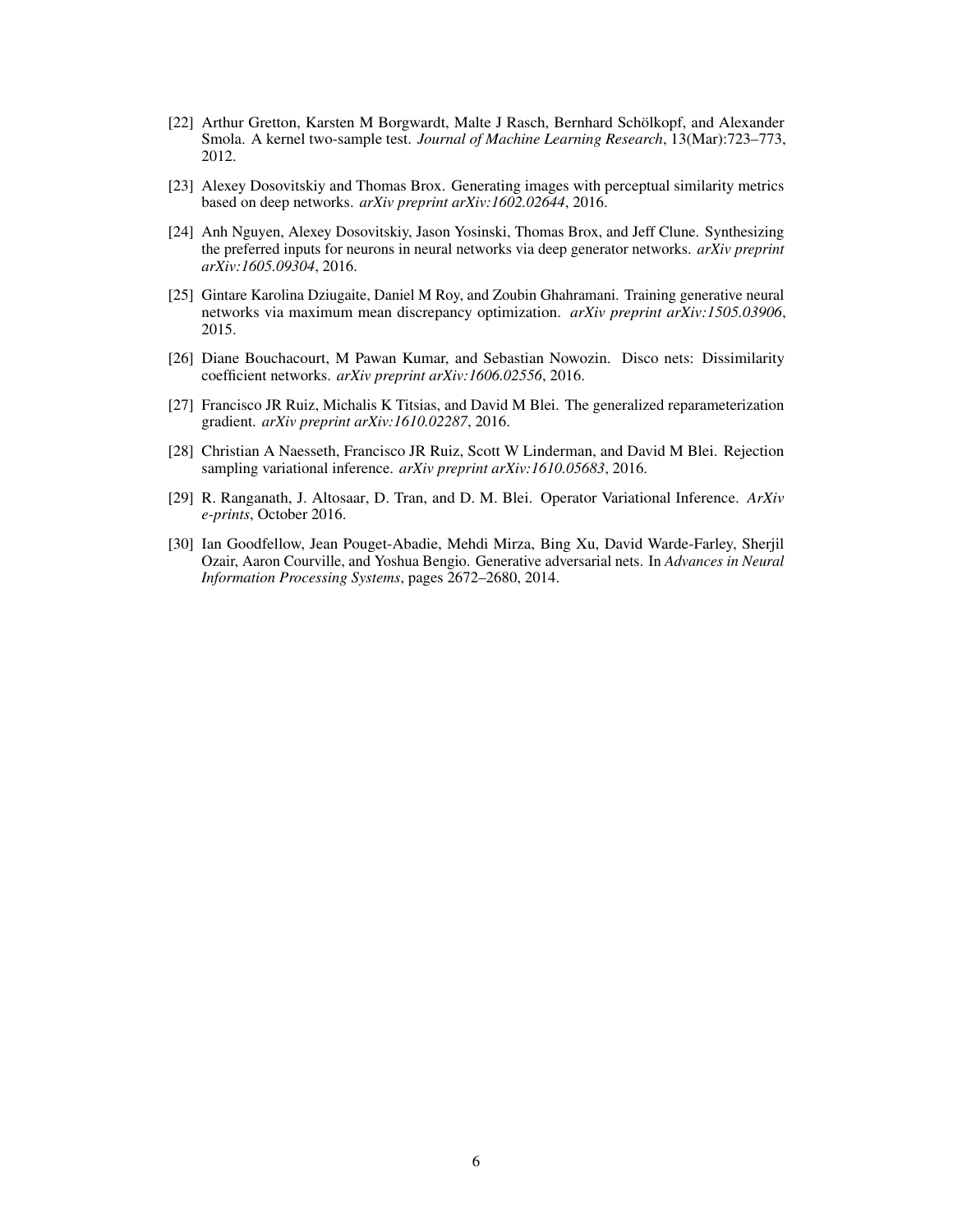[22] Arthur Gretton, Karsten M Borgwardt, Malte J Rasch, Bernhard Schölkopf, and Alexander Smola. A kernel two-sample test. *Journal of Machine Learning Research*, 13(Mar):723–773, 2012.

[23] Alexey Dosovitskiy and Thomas Brox. Generating images with perceptual similarity metrics based on deep networks. *arXiv preprint arXiv:1602.02644*, 2016.

[24] Anh Nguyen, Alexey Dosovitskiy, Jason Yosinski, Thomas Brox, and Jeff Clune. Synthesizing the preferred inputs for neurons in neural networks via deep generator networks. *arXiv preprint arXiv:1605.09304*, 2016.

[25] Gintare Karolina Dziugaite, Daniel M Roy, and Zoubin Ghahramani. Training generative neural networks via maximum mean discrepancy optimization. *arXiv preprint arXiv:1505.03906*, 2015.

[26] Diane Bouchacourt, M Pawan Kumar, and Sebastian Nowozin. Disco nets: Dissimilarity coefficient networks. *arXiv preprint arXiv:1606.02556*, 2016.

[27] Francisco JR Ruiz, Michalis K Titsias, and David M Blei. The generalized reparameterization gradient. *arXiv preprint arXiv:1610.02287*, 2016.

[28] Christian A Naesseth, Francisco JR Ruiz, Scott W Linderman, and David M Blei. Rejection sampling variational inference. *arXiv preprint arXiv:1610.05683*, 2016.

[29] R. Ranganath, J. Altosaar, D. Tran, and D. M. Blei. Operator Variational Inference. *ArXiv e-prints*, October 2016.

[30] Ian Goodfellow, Jean Pouget-Abadie, Mehdi Mirza, Bing Xu, David Warde-Farley, Sherjil Ozair, Aaron Courville, and Yoshua Bengio. Generative adversarial nets. In *Advances in Neural Information Processing Systems*, pages 2672–2680, 2014.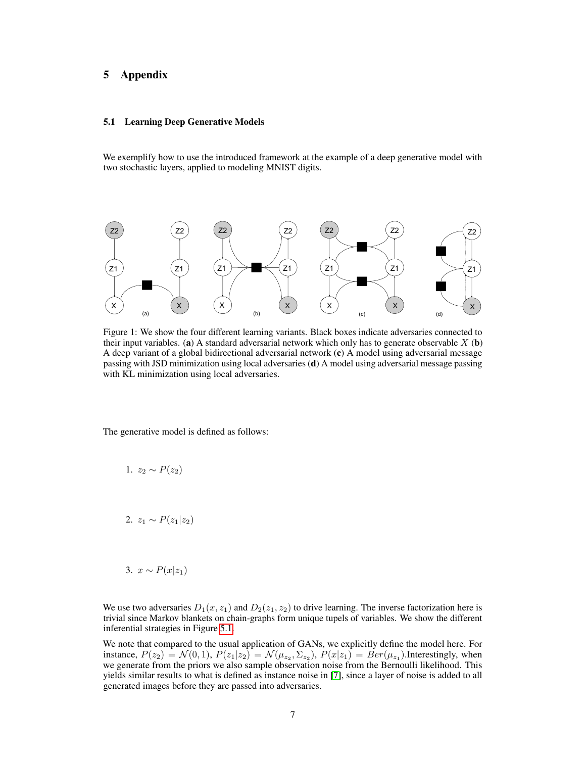# 5 Appendix

### 5.1 Learning Deep Generative Models

We exemplify how to use the introduced framework at the example of a deep generative model with two stochastic layers, applied to modeling MNIST digits.

Figure 1: We show the four different learning variants. Black boxes indicate adversaries connected to their input variables. (**a**) A standard adversarial network which only has to generate observable $X$ (**b**) A deep variant of a global bidirectional adversarial network (**c**) A model using adversarial message passing with JSD minimization using local adversaries (**d**) A model using adversarial message passing with KL minimization using local adversaries.

The generative model is defined as follows:

1. $z_2 \sim P(z_2)$
2. $z_1 \sim P(z_1|z_2)$
3. $x \sim P(x|z_1)$

We use two adversaries $D_1(x, z_1)$ and $D_2(z_1, z_2)$ to drive learning. The inverse factorization here is trivial since Markov blankets on chain-graphs form unique tupels of variables. We show the different inferential strategies in Figure 5.1.

We note that compared to the usual application of GANs, we explicitly define the model here. For instance, $P(z_2) = \mathcal{N}(0, 1)$, $P(z_1|z_2) = \mathcal{N}(\mu_{z_2}, \Sigma_{z_2})$, $P(x|z_1) = Ber(\mu_{z_1})$.Interestingly, when we generate from the priors we also sample observation noise from the Bernoulli likelihood. This yields similar results to what is defined as instance noise in [7], since a layer of noise is added to all generated images before they are passed into adversaries.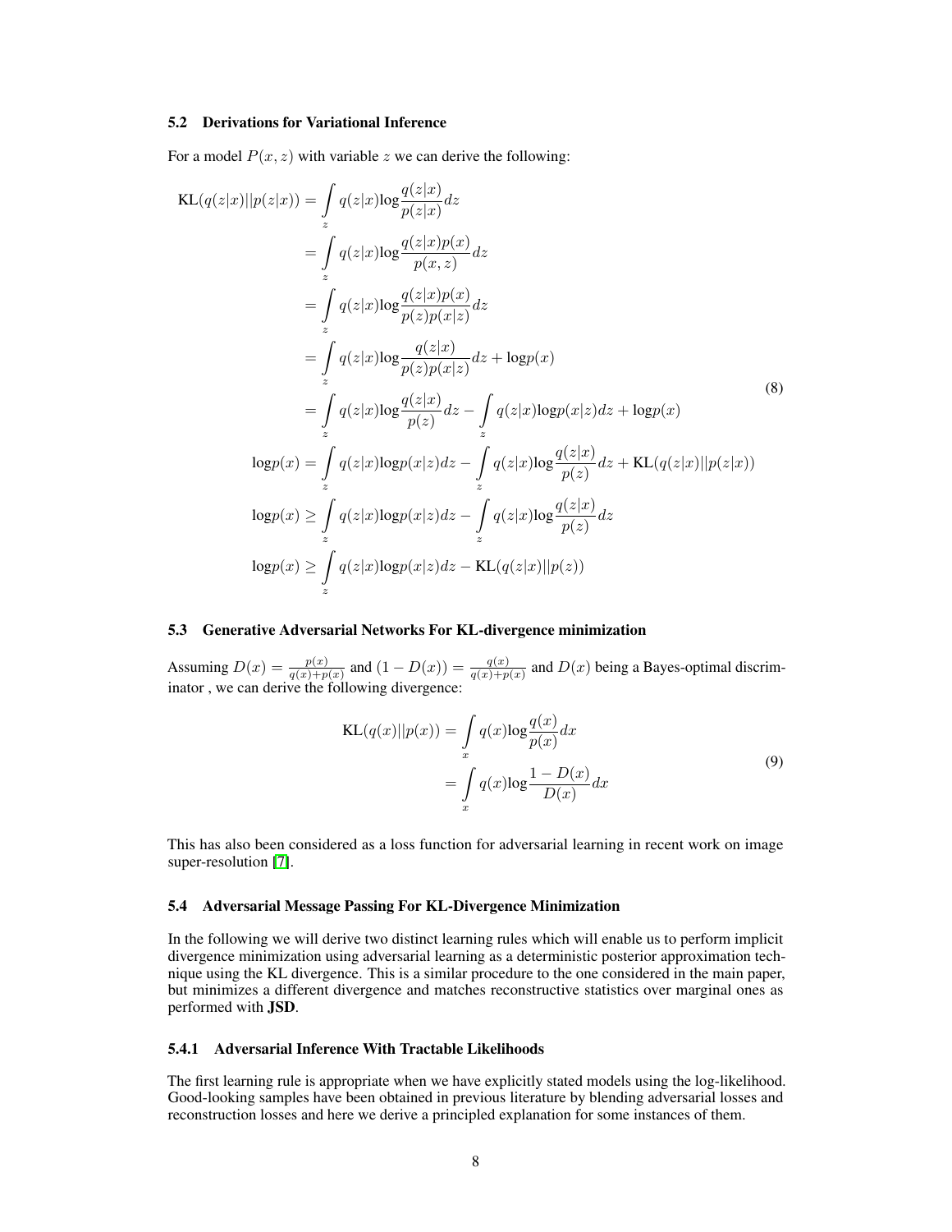### 5.2 Derivations for Variational Inference

For a model $P(x, z)$ with variable $z$ we can derive the following:

$$
\begin{aligned}
\text{KL}(q(z|x)||p(z|x)) &= \int_z q(z|x)\log\frac{q(z|x)}{p(z|x)}dz \\
&= \int_z q(z|x)\log\frac{q(z|x)p(x)}{p(x,z)}dz \\
&= \int_z q(z|x)\log\frac{q(z|x)p(x)}{p(z)p(x|z)}dz \\
&= \int_z q(z|x)\log\frac{q(z|x)}{p(z)p(x|z)}dz + \log p(x) \\
&= \int_z q(z|x)\log\frac{q(z|x)}{p(z)}dz - \int_z q(z|x)\log p(x|z)dz + \log p(x) \\
\log p(x) &= \int_z q(z|x)\log p(x|z)dz - \int_z q(z|x)\log\frac{q(z|x)}{p(z)}dz + \text{KL}(q(z|x)||p(z|x)) \\
\log p(x) &\geq \int_z q(z|x)\log p(x|z)dz - \int_z q(z|x)\log\frac{q(z|x)}{p(z)}dz \\
\log p(x) &\geq \int_z q(z|x)\log p(x|z)dz - \text{KL}(q(z|x)||p(z))
\end{aligned}
\tag{8}
$$

### 5.3 Generative Adversarial Networks For KL-divergence minimization

Assuming $D(x) = \frac{p(x)}{q(x)+p(x)}$ and $(1 - D(x)) = \frac{q(x)}{q(x)+p(x)}$ and $D(x)$ being a Bayes-optimal discriminator , we can derive the following divergence:

$$
\begin{aligned}
\text{KL}(q(x)||p(x)) &= \int_x q(x)\log\frac{q(x)}{p(x)}dx \\
&= \int_x q(x)\log\frac{1 - D(x)}{D(x)}dx
\end{aligned}
\tag{9}
$$

This has also been considered as a loss function for adversarial learning in recent work on image super-resolution [7].

### 5.4 Adversarial Message Passing For KL-Divergence Minimization

In the following we will derive two distinct learning rules which will enable us to perform implicit divergence minimization using adversarial learning as a deterministic posterior approximation technique using the KL divergence. This is a similar procedure to the one considered in the main paper, but minimizes a different divergence and matches reconstructive statistics over marginal ones as performed with **JSD**.

#### 5.4.1 Adversarial Inference With Tractable Likelihoods

The first learning rule is appropriate when we have explicitly stated models using the log-likelihood. Good-looking samples have been obtained in previous literature by blending adversarial losses and reconstruction losses and here we derive a principled explanation for some instances of them.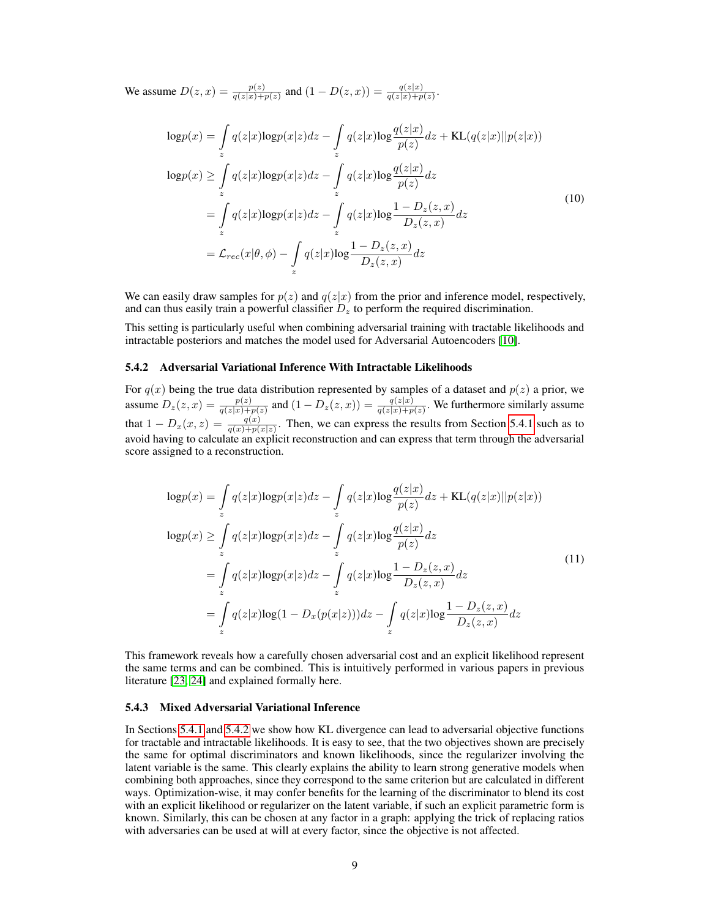We assume $D(z, x) = \frac{p(z)}{q(z|x)+p(z)}$ and $(1 - D(z, x)) = \frac{q(z|x)}{q(z|x)+p(z)}$.

$$
\begin{aligned}
\log p(x) &= \int_z q(z|x)\log p(x|z)dz - \int_z q(z|x)\log\frac{q(z|x)}{p(z)}dz + \mathrm{KL}(q(z|x)||p(z|x)) \\
\log p(x) &\geq \int_z q(z|x)\log p(x|z)dz - \int_z q(z|x)\log\frac{q(z|x)}{p(z)}dz \\
&= \int_z q(z|x)\log p(x|z)dz - \int_z q(z|x)\log\frac{1 - D_z(z, x)}{D_z(z, x)}dz \\
&= \mathcal{L}_{rec}(x|\theta, \phi) - \int_z q(z|x)\log\frac{1 - D_z(z, x)}{D_z(z, x)}dz
\end{aligned}
\tag{10}
$$

We can easily draw samples for $p(z)$ and $q(z|x)$ from the prior and inference model, respectively, and can thus easily train a powerful classifier $D_z$ to perform the required discrimination.

This setting is particularly useful when combining adversarial training with tractable likelihoods and intractable posteriors and matches the model used for Adversarial Autoencoders [10].

### 5.4.2 Adversarial Variational Inference With Intractable Likelihoods

For $q(x)$ being the true data distribution represented by samples of a dataset and $p(z)$ a prior, we assume $D_z(z, x) = \frac{p(z)}{q(z|x)+p(z)}$ and $(1 - D_z(z, x)) = \frac{q(z|x)}{q(z|x)+p(z)}$. We furthermore similarly assume that $1 - D_x(x, z) = \frac{q(x)}{q(x)+p(x|z)}$. Then, we can express the results from Section 5.4.1 such as to avoid having to calculate an explicit reconstruction and can express that term through the adversarial score assigned to a reconstruction.

$$
\begin{aligned}
\log p(x) &= \int_z q(z|x)\log p(x|z)dz - \int_z q(z|x)\log\frac{q(z|x)}{p(z)}dz + \mathrm{KL}(q(z|x)||p(z|x)) \\
\log p(x) &\geq \int_z q(z|x)\log p(x|z)dz - \int_z q(z|x)\log\frac{q(z|x)}{p(z)}dz \\
&= \int_z q(z|x)\log p(x|z)dz - \int_z q(z|x)\log\frac{1 - D_z(z, x)}{D_z(z, x)}dz \\
&= \int_z q(z|x)\log(1 - D_x(p(x|z)))dz - \int_z q(z|x)\log\frac{1 - D_z(z, x)}{D_z(z, x)}dz
\end{aligned}
\tag{11}
$$

This framework reveals how a carefully chosen adversarial cost and an explicit likelihood represent the same terms and can be combined. This is intuitively performed in various papers in previous literature [23, 24] and explained formally here.

### 5.4.3 Mixed Adversarial Variational Inference

In Sections 5.4.1 and 5.4.2 we show how KL divergence can lead to adversarial objective functions for tractable and intractable likelihoods. It is easy to see, that the two objectives shown are precisely the same for optimal discriminators and known likelihoods, since the regularizer involving the latent variable is the same. This clearly explains the ability to learn strong generative models when combining both approaches, since they correspond to the same criterion but are calculated in different ways. Optimization-wise, it may confer benefits for the learning of the discriminator to blend its cost with an explicit likelihood or regularizer on the latent variable, if such an explicit parametric form is known. Similarly, this can be chosen at any factor in a graph: applying the trick of replacing ratios with adversaries can be used at will at every factor, since the objective is not affected.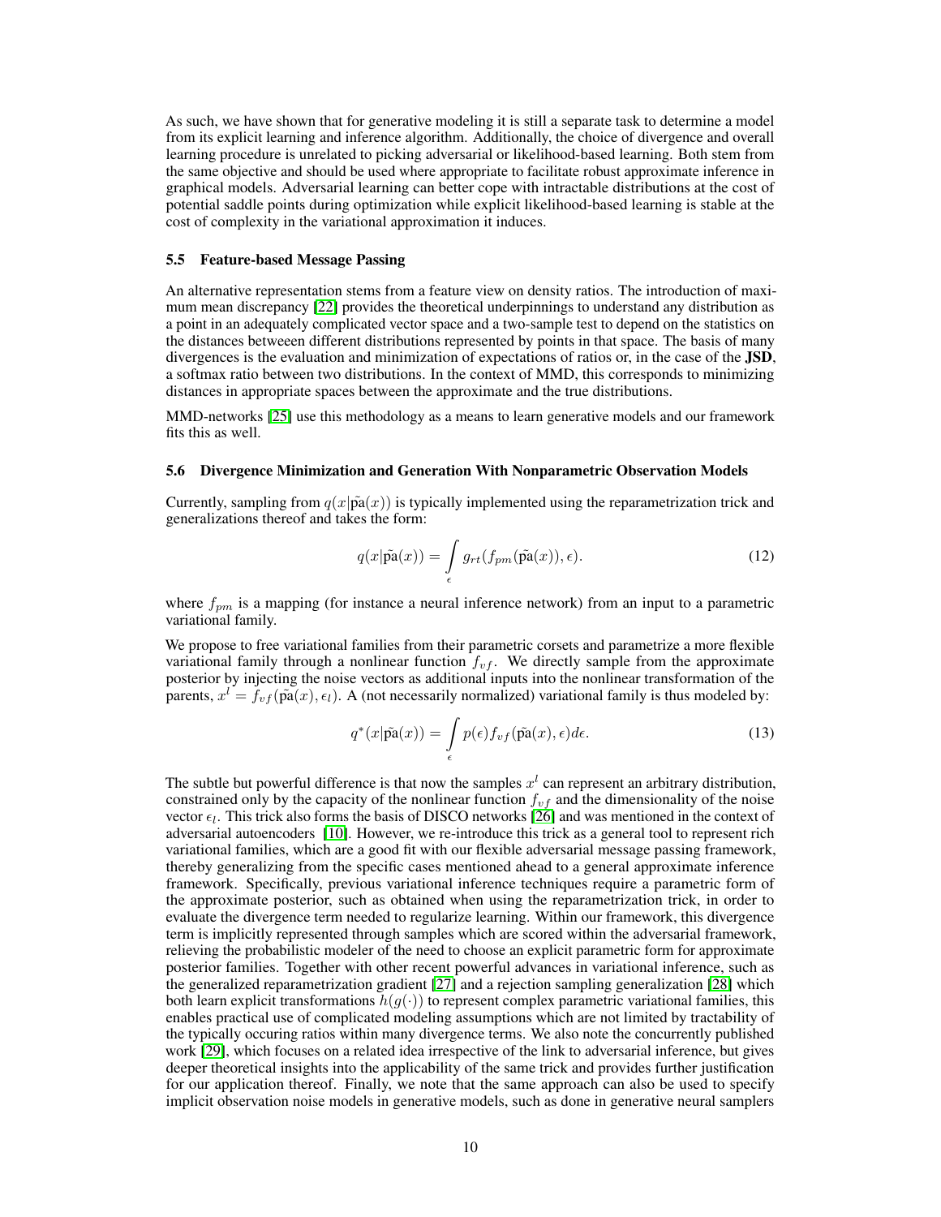As such, we have shown that for generative modeling it is still a separate task to determine a model from its explicit learning and inference algorithm. Additionally, the choice of divergence and overall learning procedure is unrelated to picking adversarial or likelihood-based learning. Both stem from the same objective and should be used where appropriate to facilitate robust approximate inference in graphical models. Adversarial learning can better cope with intractable distributions at the cost of potential saddle points during optimization while explicit likelihood-based learning is stable at the cost of complexity in the variational approximation it induces.

### 5.5 Feature-based Message Passing

An alternative representation stems from a feature view on density ratios. The introduction of maximum mean discrepancy [22] provides the theoretical underpinnings to understand any distribution as a point in an adequately complicated vector space and a two-sample test to depend on the statistics on the distances betweeen different distributions represented by points in that space. The basis of many divergences is the evaluation and minimization of expectations of ratios or, in the case of the **JSD**, a softmax ratio between two distributions. In the context of MMD, this corresponds to minimizing distances in appropriate spaces between the approximate and the true distributions.

MMD-networks [25] use this methodology as a means to learn generative models and our framework fits this as well.

### 5.6 Divergence Minimization and Generation With Nonparametric Observation Models

Currently, sampling from $q(x|\tilde{\text{pa}}(x))$ is typically implemented using the reparametrization trick and generalizations thereof and takes the form:

$$q(x|\tilde{\text{pa}}(x)) = \int_{\epsilon} g_{rt}(f_{pm}(\tilde{\text{pa}}(x)), \epsilon). \tag{12}$$

where $f_{pm}$ is a mapping (for instance a neural inference network) from an input to a parametric variational family.

We propose to free variational families from their parametric corsets and parametrize a more flexible variational family through a nonlinear function $f_{vf}$. We directly sample from the approximate posterior by injecting the noise vectors as additional inputs into the nonlinear transformation of the parents, $x^l = f_{vf}(\tilde{\text{pa}}(x), \epsilon_l)$. A (not necessarily normalized) variational family is thus modeled by:

$$q^*(x|\tilde{\text{pa}}(x)) = \int_{\epsilon} p(\epsilon) f_{vf}(\tilde{\text{pa}}(x), \epsilon) d\epsilon. \tag{13}$$

The subtle but powerful difference is that now the samples $x^l$ can represent an arbitrary distribution, constrained only by the capacity of the nonlinear function $f_{vf}$ and the dimensionality of the noise vector $\epsilon_l$. This trick also forms the basis of DISCO networks [26] and was mentioned in the context of adversarial autoencoders [10]. However, we re-introduce this trick as a general tool to represent rich variational families, which are a good fit with our flexible adversarial message passing framework, thereby generalizing from the specific cases mentioned ahead to a general approximate inference framework. Specifically, previous variational inference techniques require a parametric form of the approximate posterior, such as obtained when using the reparametrization trick, in order to evaluate the divergence term needed to regularize learning. Within our framework, this divergence term is implicitly represented through samples which are scored within the adversarial framework, relieving the probabilistic modeler of the need to choose an explicit parametric form for approximate posterior families. Together with other recent powerful advances in variational inference, such as the generalized reparametrization gradient [27] and a rejection sampling generalization [28] which both learn explicit transformations $h(g(\cdot))$ to represent complex parametric variational families, this enables practical use of complicated modeling assumptions which are not limited by tractability of the typically occuring ratios within many divergence terms. We also note the concurrently published work [29], which focuses on a related idea irrespective of the link to adversarial inference, but gives deeper theoretical insights into the applicability of the same trick and provides further justification for our application thereof. Finally, we note that the same approach can also be used to specify implicit observation noise models in generative models, such as done in generative neural samplers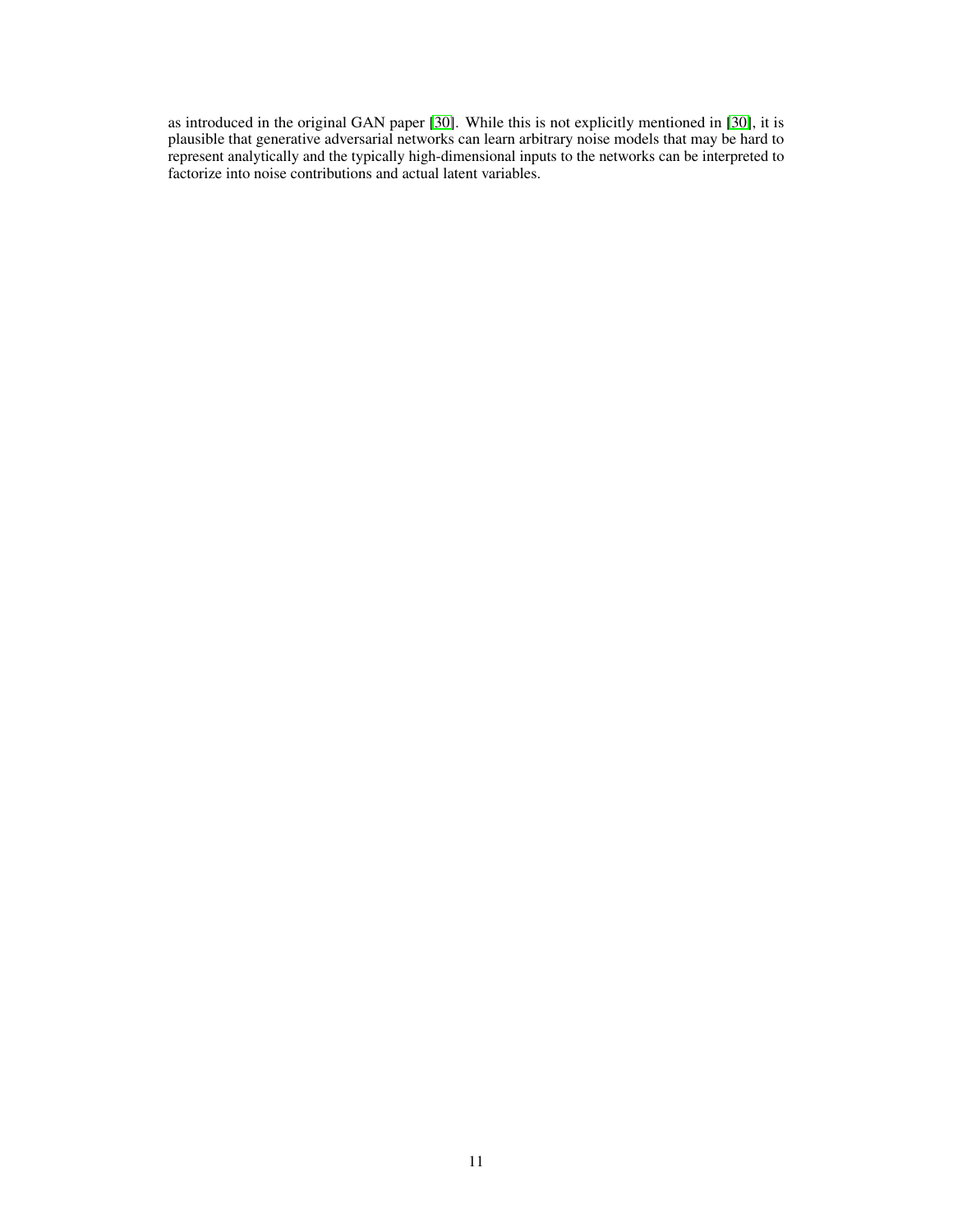as introduced in the original GAN paper [30]. While this is not explicitly mentioned in [30], it is plausible that generative adversarial networks can learn arbitrary noise models that may be hard to represent analytically and the typically high-dimensional inputs to the networks can be interpreted to factorize into noise contributions and actual latent variables.